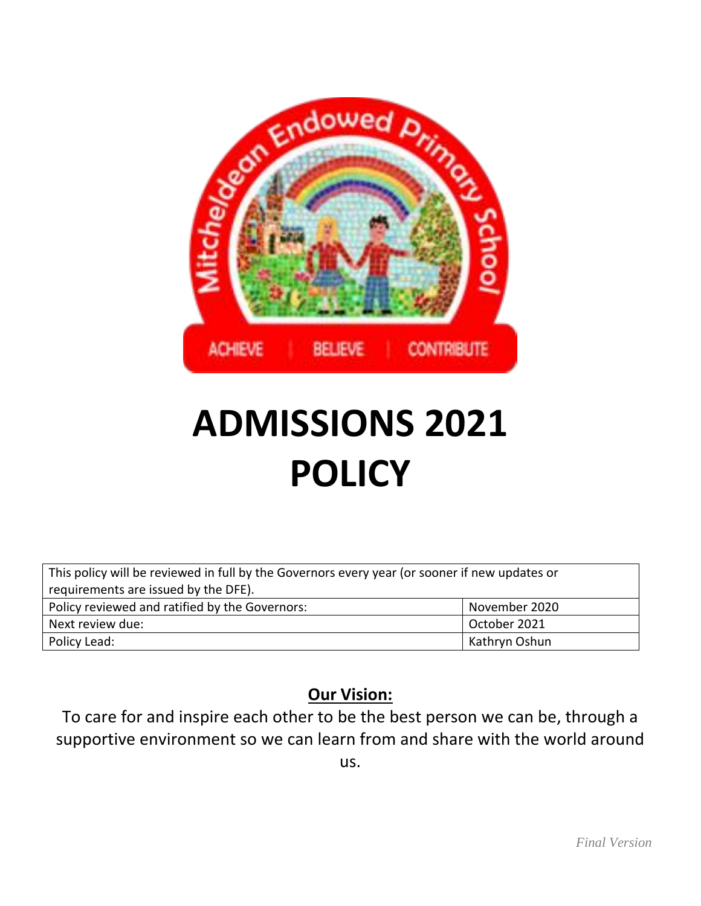# ADMISSIONS 2021 POLICY

| This policy will be reviewed in full by the Governors every year (or sooner if new updates or requirements are issued by the DFE). | |
|---|---|
| Policy reviewed and ratified by the Governors: | November 2020 |
| Next review due: | October 2021 |
| Policy Lead: | Kathryn Oshun |

**Our Vision:**

To care for and inspire each other to be the best person we can be, through a supportive environment so we can learn from and share with the world around us.

*Final Version*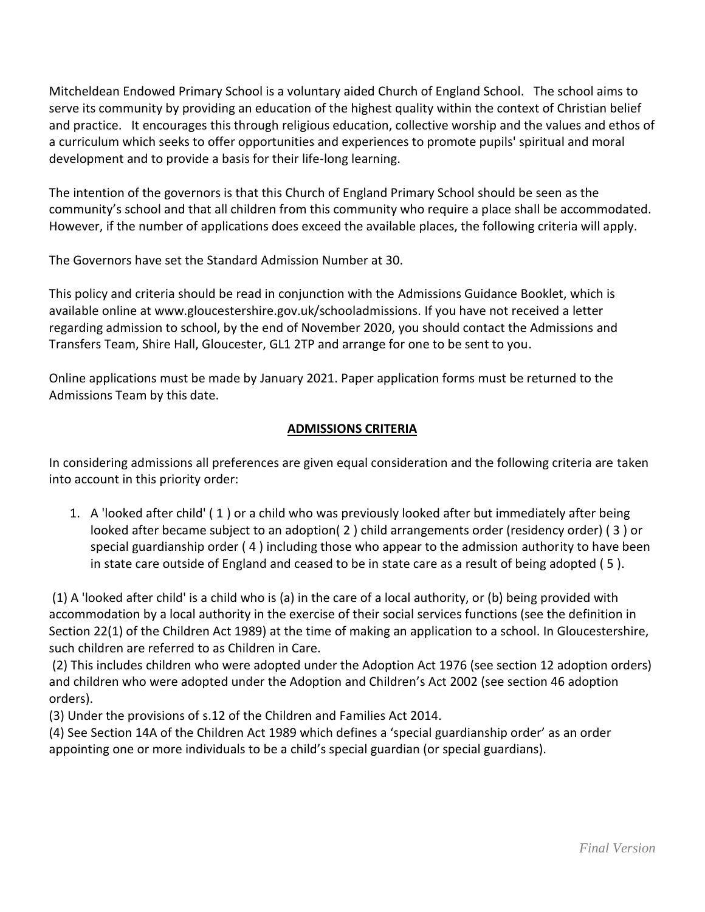Mitcheldean Endowed Primary School is a voluntary aided Church of England School. The school aims to serve its community by providing an education of the highest quality within the context of Christian belief and practice. It encourages this through religious education, collective worship and the values and ethos of a curriculum which seeks to offer opportunities and experiences to promote pupils' spiritual and moral development and to provide a basis for their life-long learning.

The intention of the governors is that this Church of England Primary School should be seen as the community's school and that all children from this community who require a place shall be accommodated. However, if the number of applications does exceed the available places, the following criteria will apply.

The Governors have set the Standard Admission Number at 30.

This policy and criteria should be read in conjunction with the Admissions Guidance Booklet, which is available online at www.gloucestershire.gov.uk/schooladmissions. If you have not received a letter regarding admission to school, by the end of November 2020, you should contact the Admissions and Transfers Team, Shire Hall, Gloucester, GL1 2TP and arrange for one to be sent to you.

Online applications must be made by January 2021. Paper application forms must be returned to the Admissions Team by this date.

## ADMISSIONS CRITERIA

In considering admissions all preferences are given equal consideration and the following criteria are taken into account in this priority order:

1. A 'looked after child' ( 1 ) or a child who was previously looked after but immediately after being looked after became subject to an adoption( 2 ) child arrangements order (residency order) ( 3 ) or special guardianship order ( 4 ) including those who appear to the admission authority to have been in state care outside of England and ceased to be in state care as a result of being adopted ( 5 ).

(1) A 'looked after child' is a child who is (a) in the care of a local authority, or (b) being provided with accommodation by a local authority in the exercise of their social services functions (see the definition in Section 22(1) of the Children Act 1989) at the time of making an application to a school. In Gloucestershire, such children are referred to as Children in Care.
(2) This includes children who were adopted under the Adoption Act 1976 (see section 12 adoption orders) and children who were adopted under the Adoption and Children's Act 2002 (see section 46 adoption orders).
(3) Under the provisions of s.12 of the Children and Families Act 2014.
(4) See Section 14A of the Children Act 1989 which defines a 'special guardianship order' as an order appointing one or more individuals to be a child's special guardian (or special guardians).

*Final Version*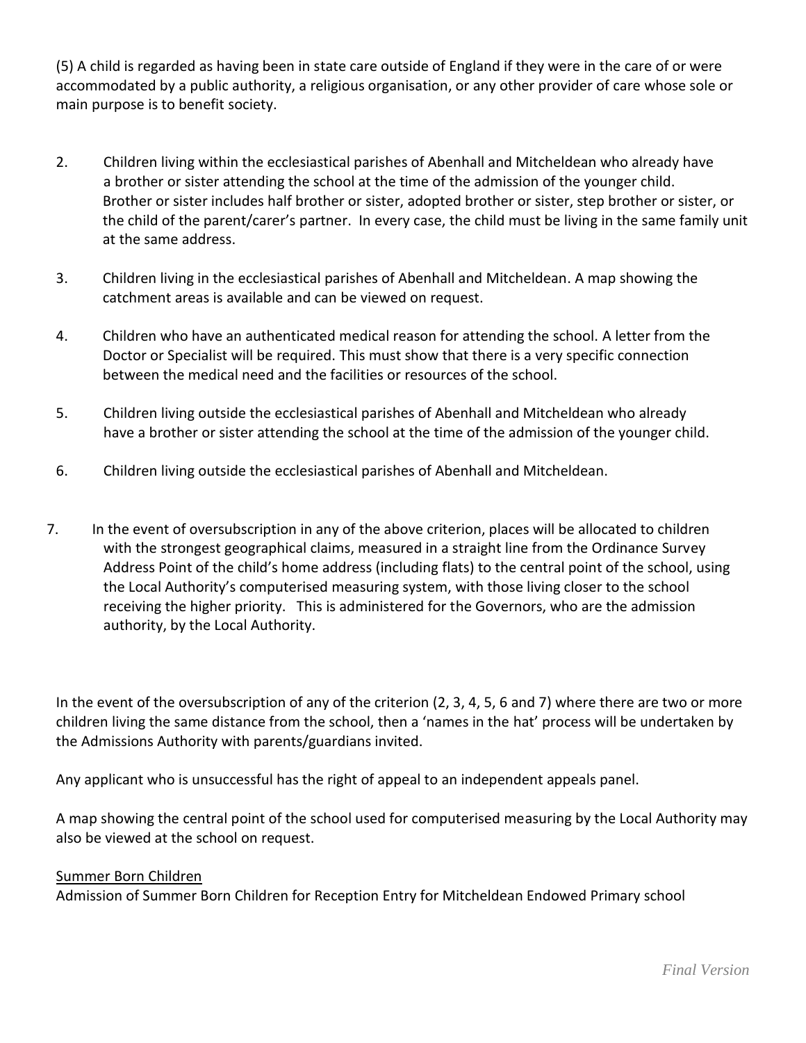(5) A child is regarded as having been in state care outside of England if they were in the care of or were accommodated by a public authority, a religious organisation, or any other provider of care whose sole or main purpose is to benefit society.

2. Children living within the ecclesiastical parishes of Abenhall and Mitcheldean who already have a brother or sister attending the school at the time of the admission of the younger child. Brother or sister includes half brother or sister, adopted brother or sister, step brother or sister, or the child of the parent/carer's partner. In every case, the child must be living in the same family unit at the same address.

3. Children living in the ecclesiastical parishes of Abenhall and Mitcheldean. A map showing the catchment areas is available and can be viewed on request.

4. Children who have an authenticated medical reason for attending the school. A letter from the Doctor or Specialist will be required. This must show that there is a very specific connection between the medical need and the facilities or resources of the school.

5. Children living outside the ecclesiastical parishes of Abenhall and Mitcheldean who already have a brother or sister attending the school at the time of the admission of the younger child.

6. Children living outside the ecclesiastical parishes of Abenhall and Mitcheldean.

7. In the event of oversubscription in any of the above criterion, places will be allocated to children with the strongest geographical claims, measured in a straight line from the Ordinance Survey Address Point of the child's home address (including flats) to the central point of the school, using the Local Authority's computerised measuring system, with those living closer to the school receiving the higher priority. This is administered for the Governors, who are the admission authority, by the Local Authority.

In the event of the oversubscription of any of the criterion (2, 3, 4, 5, 6 and 7) where there are two or more children living the same distance from the school, then a 'names in the hat' process will be undertaken by the Admissions Authority with parents/guardians invited.

Any applicant who is unsuccessful has the right of appeal to an independent appeals panel.

A map showing the central point of the school used for computerised measuring by the Local Authority may also be viewed at the school on request.

Summer Born Children

Admission of Summer Born Children for Reception Entry for Mitcheldean Endowed Primary school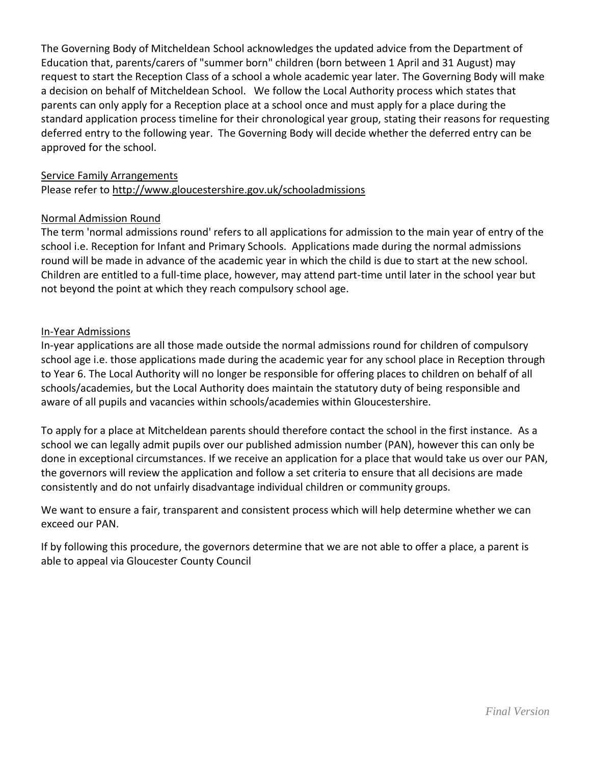The Governing Body of Mitcheldean School acknowledges the updated advice from the Department of Education that, parents/carers of "summer born" children (born between 1 April and 31 August) may request to start the Reception Class of a school a whole academic year later. The Governing Body will make a decision on behalf of Mitcheldean School. We follow the Local Authority process which states that parents can only apply for a Reception place at a school once and must apply for a place during the standard application process timeline for their chronological year group, stating their reasons for requesting deferred entry to the following year. The Governing Body will decide whether the deferred entry can be approved for the school.

Service Family Arrangements

Please refer to http://www.gloucestershire.gov.uk/schooladmissions

Normal Admission Round

The term 'normal admissions round' refers to all applications for admission to the main year of entry of the school i.e. Reception for Infant and Primary Schools. Applications made during the normal admissions round will be made in advance of the academic year in which the child is due to start at the new school. Children are entitled to a full-time place, however, may attend part-time until later in the school year but not beyond the point at which they reach compulsory school age.

In-Year Admissions

In-year applications are all those made outside the normal admissions round for children of compulsory school age i.e. those applications made during the academic year for any school place in Reception through to Year 6. The Local Authority will no longer be responsible for offering places to children on behalf of all schools/academies, but the Local Authority does maintain the statutory duty of being responsible and aware of all pupils and vacancies within schools/academies within Gloucestershire.

To apply for a place at Mitcheldean parents should therefore contact the school in the first instance. As a school we can legally admit pupils over our published admission number (PAN), however this can only be done in exceptional circumstances. If we receive an application for a place that would take us over our PAN, the governors will review the application and follow a set criteria to ensure that all decisions are made consistently and do not unfairly disadvantage individual children or community groups.

We want to ensure a fair, transparent and consistent process which will help determine whether we can exceed our PAN.

If by following this procedure, the governors determine that we are not able to offer a place, a parent is able to appeal via Gloucester County Council

*Final Version*